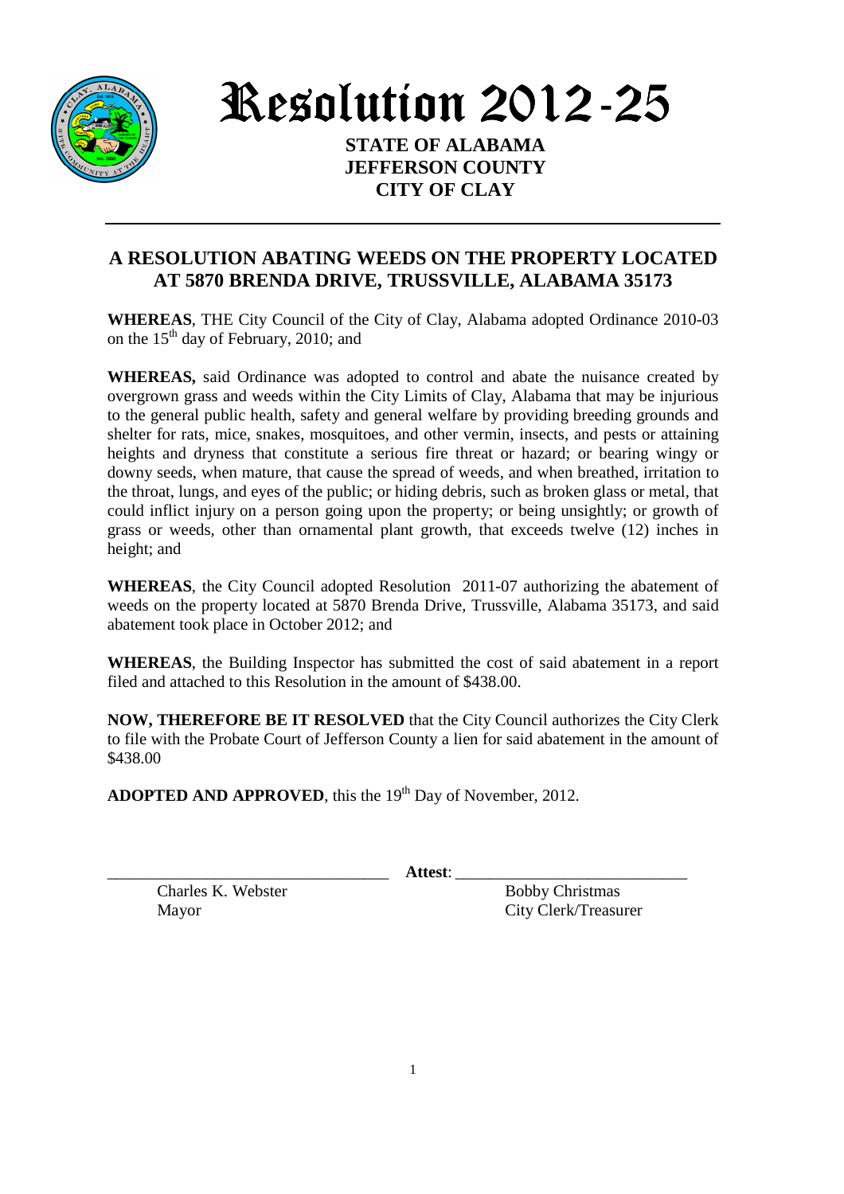# Resolution 2012-25

**STATE OF ALABAMA**
**JEFFERSON COUNTY**
**CITY OF CLAY**

---

## A RESOLUTION ABATING WEEDS ON THE PROPERTY LOCATED AT 5870 BRENDA DRIVE, TRUSSVILLE, ALABAMA 35173

**WHEREAS**, THE City Council of the City of Clay, Alabama adopted Ordinance 2010-03 on the 15th day of February, 2010; and

**WHEREAS,** said Ordinance was adopted to control and abate the nuisance created by overgrown grass and weeds within the City Limits of Clay, Alabama that may be injurious to the general public health, safety and general welfare by providing breeding grounds and shelter for rats, mice, snakes, mosquitoes, and other vermin, insects, and pests or attaining heights and dryness that constitute a serious fire threat or hazard; or bearing wingy or downy seeds, when mature, that cause the spread of weeds, and when breathed, irritation to the throat, lungs, and eyes of the public; or hiding debris, such as broken glass or metal, that could inflict injury on a person going upon the property; or being unsightly; or growth of grass or weeds, other than ornamental plant growth, that exceeds twelve (12) inches in height; and

**WHEREAS**, the City Council adopted Resolution 2011-07 authorizing the abatement of weeds on the property located at 5870 Brenda Drive, Trussville, Alabama 35173, and said abatement took place in October 2012; and

**WHEREAS**, the Building Inspector has submitted the cost of said abatement in a report filed and attached to this Resolution in the amount of $438.00.

**NOW, THEREFORE BE IT RESOLVED** that the City Council authorizes the City Clerk to file with the Probate Court of Jefferson County a lien for said abatement in the amount of $438.00

**ADOPTED AND APPROVED**, this the 19th Day of November, 2012.

\_\_\_\_\_\_\_\_\_\_\_\_\_\_\_\_\_\_\_\_\_\_\_\_\_\_\_\_\_\_\_\_\_\_ **Attest**: \_\_\_\_\_\_\_\_\_\_\_\_\_\_\_\_\_\_\_\_\_\_\_\_\_\_\_\_\_\_

Charles K. Webster
Mayor

Bobby Christmas
City Clerk/Treasurer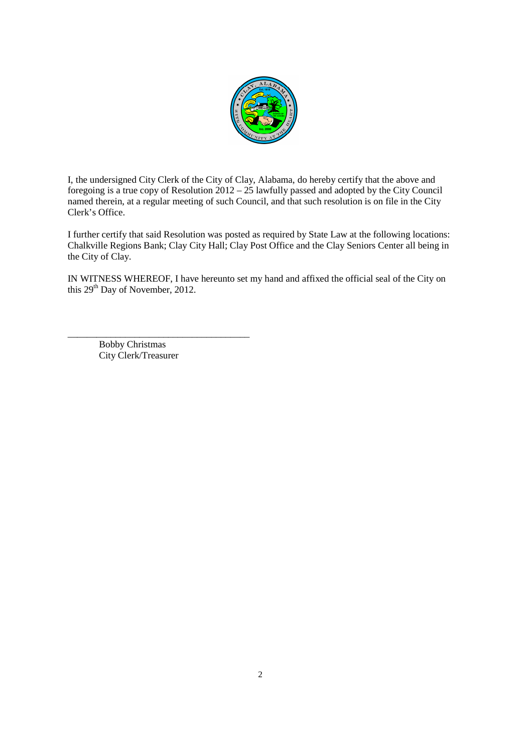I, the undersigned City Clerk of the City of Clay, Alabama, do hereby certify that the above and foregoing is a true copy of Resolution 2012 – 25 lawfully passed and adopted by the City Council named therein, at a regular meeting of such Council, and that such resolution is on file in the City Clerk's Office.

I further certify that said Resolution was posted as required by State Law at the following locations: Chalkville Regions Bank; Clay City Hall; Clay Post Office and the Clay Seniors Center all being in the City of Clay.

IN WITNESS WHEREOF, I have hereunto set my hand and affixed the official seal of the City on this 29th Day of November, 2012.

\_\_\_\_\_\_\_\_\_\_\_\_\_\_\_\_\_\_\_\_\_\_\_\_\_\_\_\_\_\_\_\_\_\_\_\_\_\_

Bobby Christmas
City Clerk/Treasurer